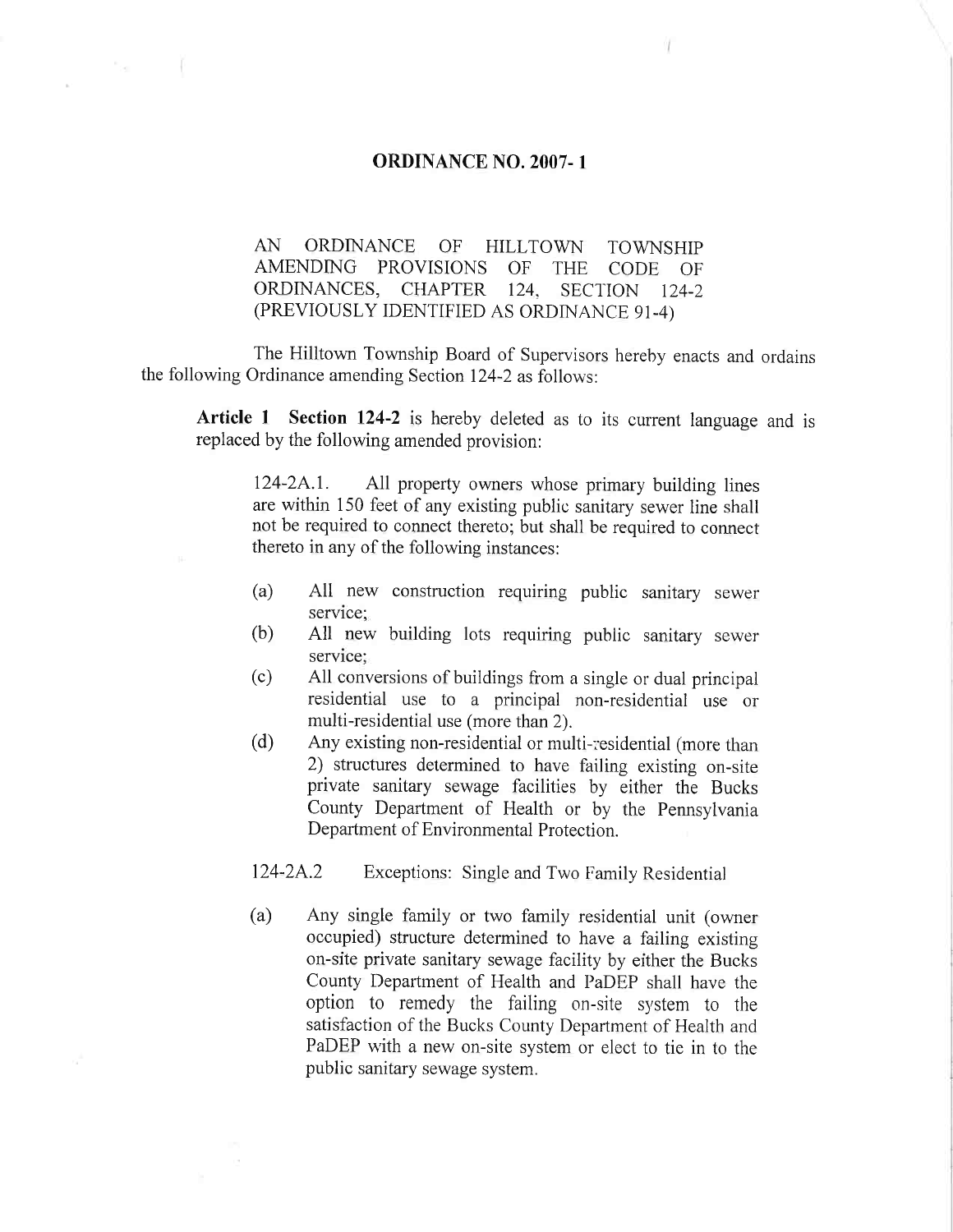# ORDINANCE NO. 2007- 1

AN ORDINANCE OF HILLTOWN TOWNSHIP AMENDING PROVISIONS OF THE CODE OF ORDINANCES, CHAPTER 124, SECTION 124-2 (PREVIOUSLY IDENTIFIED AS ORDINANCE 91-4)

The Hilltown Township Board of Supervisors hereby enacts and ordains the following Ordinance amending Section 124-2 as follows:

**Article 1 Section 124-2** is hereby deleted as to its current language and is replaced by the following amended provision:

124-2A.1. All property owners whose primary building lines are within 150 feet of any existing public sanitary sewer line shall not be required to connect thereto; but shall be required to connect thereto in any of the following instances:

(a) All new construction requiring public sanitary sewer service;

(b) All new building lots requiring public sanitary sewer service;

(c) All conversions of buildings from a single or dual principal residential use to a principal non-residential use or multi-residential use (more than 2).

(d) Any existing non-residential or multi-residential (more than 2) structures determined to have failing existing on-site private sanitary sewage facilities by either the Bucks County Department of Health or by the Pennsylvania Department of Environmental Protection.

124-2A.2 Exceptions: Single and Two Family Residential

(a) Any single family or two family residential unit (owner occupied) structure determined to have a failing existing on-site private sanitary sewage facility by either the Bucks County Department of Health and PaDEP shall have the option to remedy the failing on-site system to the satisfaction of the Bucks County Department of Health and PaDEP with a new on-site system or elect to tie in to the public sanitary sewage system.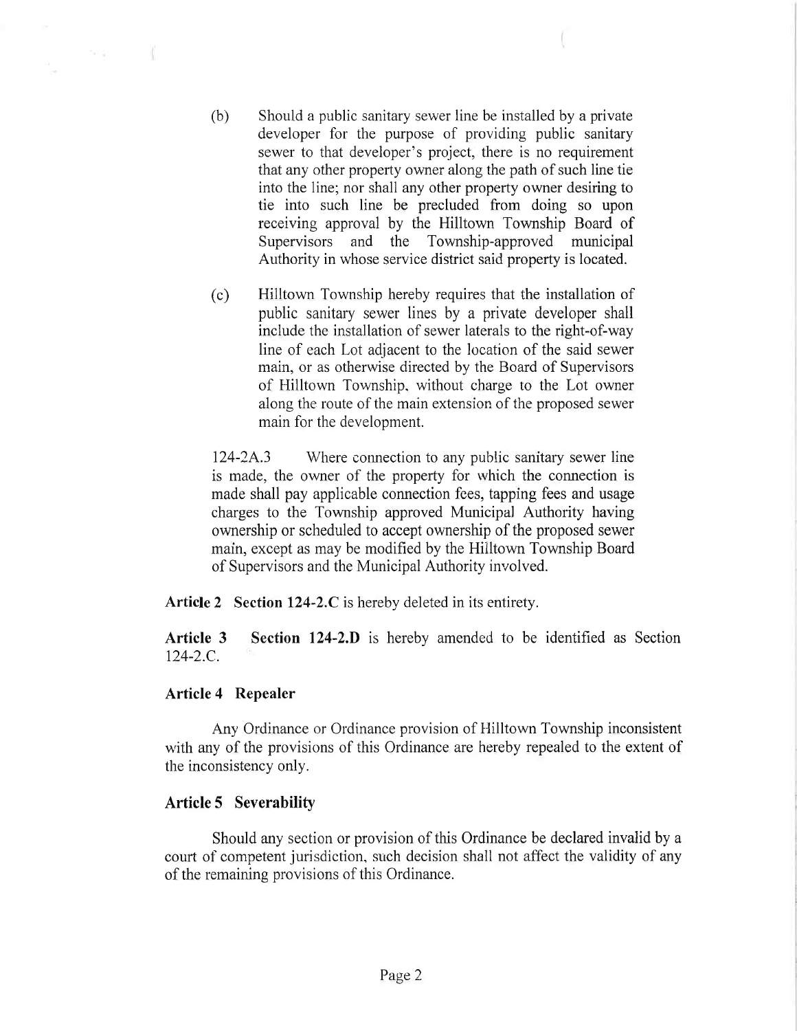(b) Should a public sanitary sewer line be installed by a private developer for the purpose of providing public sanitary sewer to that developer's project, there is no requirement that any other property owner along the path of such line tie into the line; nor shall any other property owner desiring to tie into such line be precluded from doing so upon receiving approval by the Hilltown Township Board of Supervisors and the Township-approved municipal Authority in whose service district said property is located.

(c) Hilltown Township hereby requires that the installation of public sanitary sewer lines by a private developer shall include the installation of sewer laterals to the right-of-way line of each Lot adjacent to the location of the said sewer main, or as otherwise directed by the Board of Supervisors of Hilltown Township, without charge to the Lot owner along the route of the main extension of the proposed sewer main for the development.

124-2A.3 Where connection to any public sanitary sewer line is made, the owner of the property for which the connection is made shall pay applicable connection fees, tapping fees and usage charges to the Township approved Municipal Authority having ownership or scheduled to accept ownership of the proposed sewer main, except as may be modified by the Hilltown Township Board of Supervisors and the Municipal Authority involved.

**Article 2 Section 124-2.C** is hereby deleted in its entirety.

**Article 3 Section 124-2.D** is hereby amended to be identified as Section 124-2.C.

### Article 4 Repealer

Any Ordinance or Ordinance provision of Hilltown Township inconsistent with any of the provisions of this Ordinance are hereby repealed to the extent of the inconsistency only.

### Article 5 Severability

Should any section or provision of this Ordinance be declared invalid by a court of competent jurisdiction, such decision shall not affect the validity of any of the remaining provisions of this Ordinance.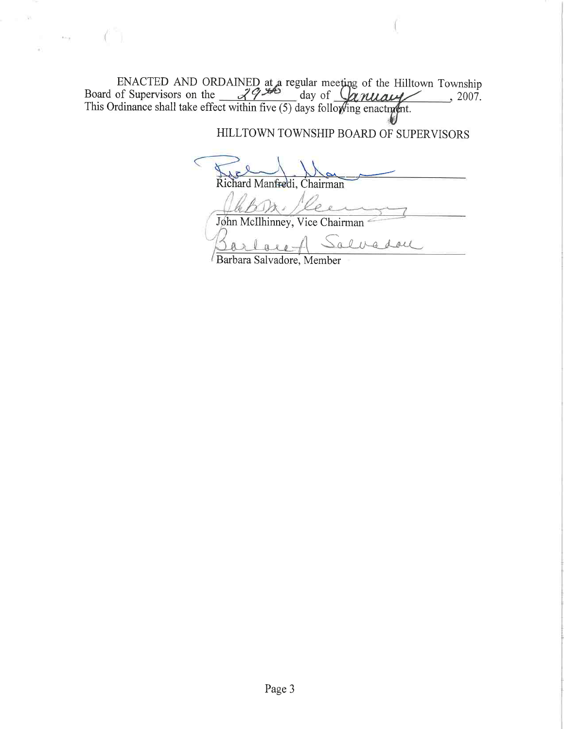ENACTED AND ORDAINED at a regular meeting of the Hilltown Township Board of Supervisors on the 29th day of January, 2007. This Ordinance shall take effect within five (5) days following enactment.

HILLTOWN TOWNSHIP BOARD OF SUPERVISORS

Richard Manfredi, Chairman

John McIlhinney, Vice Chairman

Barbara Salvadore, Member